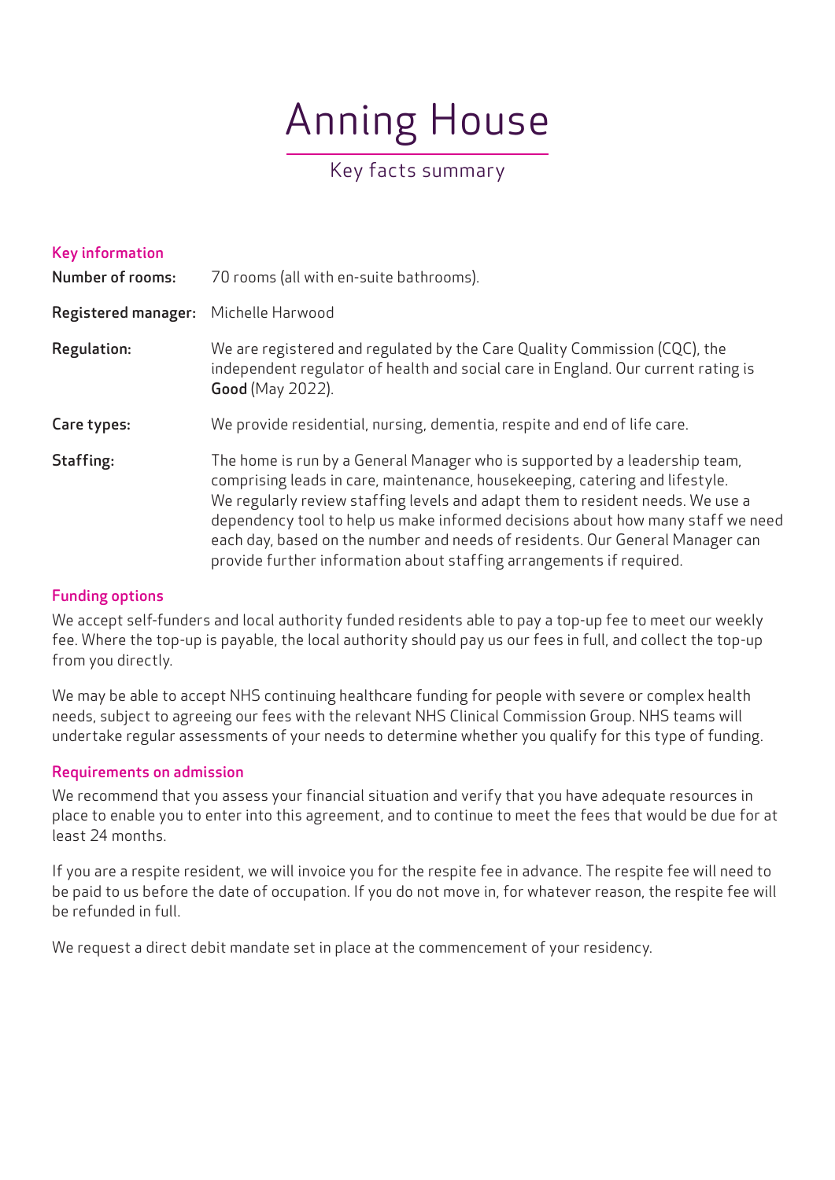# Anning House

## Key facts summary

### Key information

**Number of rooms:** 70 rooms (all with en-suite bathrooms).

**Registered manager:** Michelle Harwood

**Regulation:** We are registered and regulated by the Care Quality Commission (CQC), the independent regulator of health and social care in England. Our current rating is **Good** (May 2022).

**Care types:** We provide residential, nursing, dementia, respite and end of life care.

**Staffing:** The home is run by a General Manager who is supported by a leadership team, comprising leads in care, maintenance, housekeeping, catering and lifestyle. We regularly review staffing levels and adapt them to resident needs. We use a dependency tool to help us make informed decisions about how many staff we need each day, based on the number and needs of residents. Our General Manager can provide further information about staffing arrangements if required.

### Funding options

We accept self-funders and local authority funded residents able to pay a top-up fee to meet our weekly fee. Where the top-up is payable, the local authority should pay us our fees in full, and collect the top-up from you directly.

We may be able to accept NHS continuing healthcare funding for people with severe or complex health needs, subject to agreeing our fees with the relevant NHS Clinical Commission Group. NHS teams will undertake regular assessments of your needs to determine whether you qualify for this type of funding.

### Requirements on admission

We recommend that you assess your financial situation and verify that you have adequate resources in place to enable you to enter into this agreement, and to continue to meet the fees that would be due for at least 24 months.

If you are a respite resident, we will invoice you for the respite fee in advance. The respite fee will need to be paid to us before the date of occupation. If you do not move in, for whatever reason, the respite fee will be refunded in full.

We request a direct debit mandate set in place at the commencement of your residency.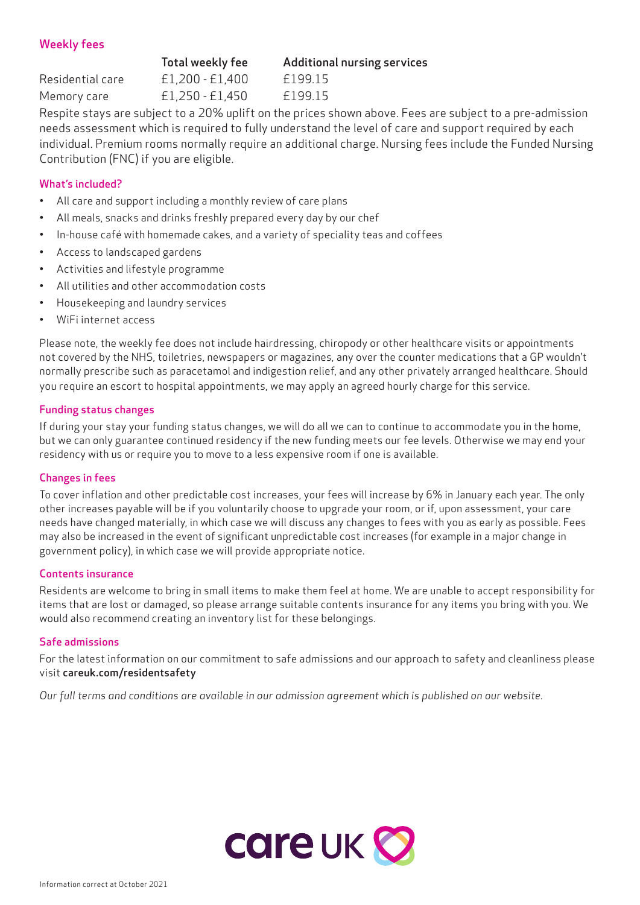## Weekly fees

| | Total weekly fee | Additional nursing services |
|---|---|---|
| Residential care | £1,200 - £1,400 | £199.15 |
| Memory care | £1,250 - £1,450 | £199.15 |

Respite stays are subject to a 20% uplift on the prices shown above. Fees are subject to a pre-admission needs assessment which is required to fully understand the level of care and support required by each individual. Premium rooms normally require an additional charge. Nursing fees include the Funded Nursing Contribution (FNC) if you are eligible.

### What's included?

- All care and support including a monthly review of care plans
- All meals, snacks and drinks freshly prepared every day by our chef
- In-house café with homemade cakes, and a variety of speciality teas and coffees
- Access to landscaped gardens
- Activities and lifestyle programme
- All utilities and other accommodation costs
- Housekeeping and laundry services
- WiFi internet access

Please note, the weekly fee does not include hairdressing, chiropody or other healthcare visits or appointments not covered by the NHS, toiletries, newspapers or magazines, any over the counter medications that a GP wouldn't normally prescribe such as paracetamol and indigestion relief, and any other privately arranged healthcare. Should you require an escort to hospital appointments, we may apply an agreed hourly charge for this service.

### Funding status changes

If during your stay your funding status changes, we will do all we can to continue to accommodate you in the home, but we can only guarantee continued residency if the new funding meets our fee levels. Otherwise we may end your residency with us or require you to move to a less expensive room if one is available.

### Changes in fees

To cover inflation and other predictable cost increases, your fees will increase by 6% in January each year. The only other increases payable will be if you voluntarily choose to upgrade your room, or if, upon assessment, your care needs have changed materially, in which case we will discuss any changes to fees with you as early as possible. Fees may also be increased in the event of significant unpredictable cost increases (for example in a major change in government policy), in which case we will provide appropriate notice.

### Contents insurance

Residents are welcome to bring in small items to make them feel at home. We are unable to accept responsibility for items that are lost or damaged, so please arrange suitable contents insurance for any items you bring with you. We would also recommend creating an inventory list for these belongings.

### Safe admissions

For the latest information on our commitment to safe admissions and our approach to safety and cleanliness please visit careuk.com/residentsafety

*Our full terms and conditions are available in our admission agreement which is published on our website.*

care UK

Information correct at October 2021